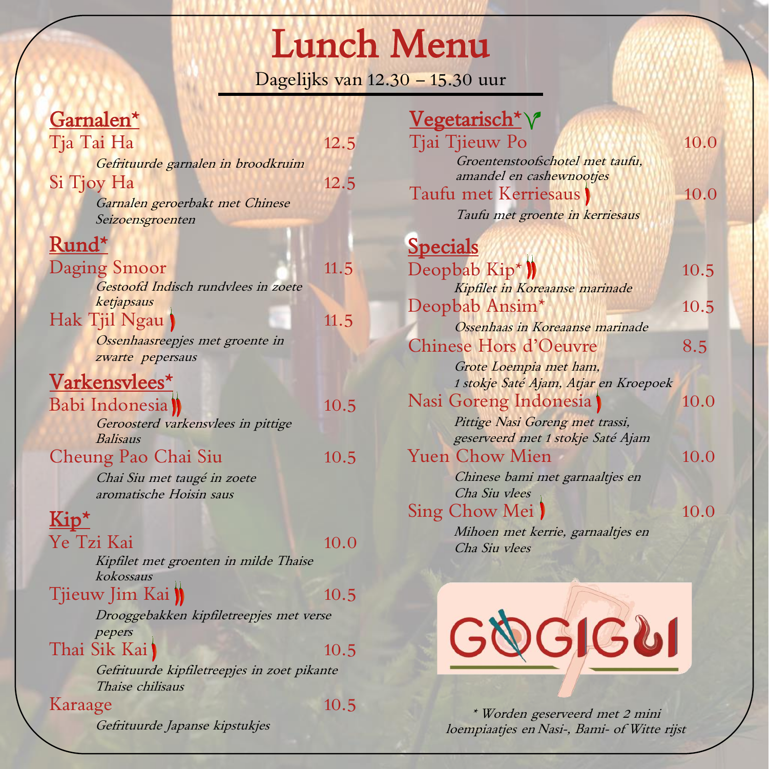# Lunch Menu

Dagelijks van 12.30 – 15.30 uur

## Garnalen*

**Tja Tai Ha** — 12.5
*Gefrituurde garnalen in broodkruim*

**Si Tjoy Ha** — 12.5
*Garnalen geroerbakt met Chinese Seizoensgroenten*

## Rund*

**Daging Smoor** — 11.5
*Gestoofd Indisch rundvlees in zoete ketjapsaus*

**Hak Tjil Ngau** 🌶 — 11.5
*Ossenhaasreepjes met groente in zwarte pepersaus*

## Varkensvlees*

**Babi Indonesia** 🌶🌶 — 10.5
*Geroosterd varkensvlees in pittige Balisaus*

**Cheung Pao Chai Siu** — 10.5
*Chai Siu met taugé in zoete aromatische Hoisin saus*

## Kip*

**Ye Tzi Kai** — 10.0
*Kipfilet met groenten in milde Thaise kokossaus*

**Tjieuw Jim Kai** 🌶🌶 — 10.5
*Drooggebakken kipfiletreepjes met verse pepers*

**Thai Sik Kai** 🌶 — 10.5
*Gefrituurde kipfiletreepjes in zoet pikante Thaise chilisaus*

**Karaage** — 10.5
*Gefrituurde Japanse kipstukjes*

## Vegetarisch*

**Tjai Tjieuw Po** — 10.0
*Groentenstoofschotel met taufu, amandel en cashewnootjes*

**Taufu met Kerriesaus** 🌶 — 10.0
*Taufu met groente in kerriesaus*

## Specials

**Deopbab Kip*** 🌶🌶 — 10.5
*Kipfilet in Koreaanse marinade*

**Deopbab Ansim*** — 10.5
*Ossenhaas in Koreaanse marinade*

**Chinese Hors d'Oeuvre** — 8.5
*Grote Loempia met ham, 1 stokje Saté Ajam, Atjar en Kroepoek*

**Nasi Goreng Indonesia** 🌶 — 10.0
*Pittige Nasi Goreng met trassi, geserveerd met 1 stokje Saté Ajam*

**Yuen Chow Mien** — 10.0
*Chinese bami met garnaaltjes en Cha Siu vlees*

**Sing Chow Mei** 🌶 — 10.0
*Mihoen met kerrie, garnaaltjes en Cha Siu vlees*

GOGIGUI

*\* Worden geserveerd met 2 mini loempiaatjes en Nasi-, Bami- of Witte rijst*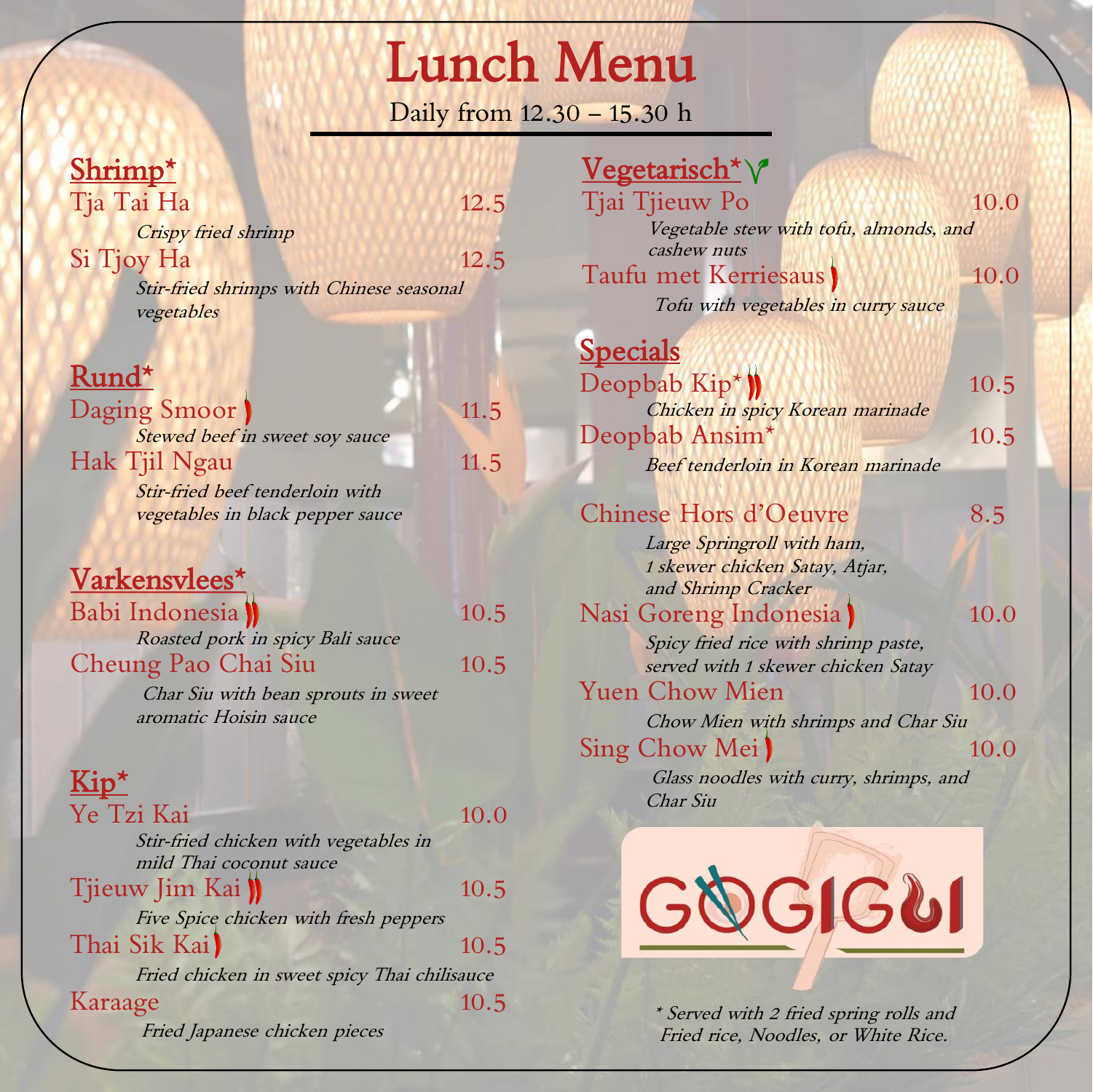# Lunch Menu

Daily from 12.30 – 15.30 h

## Shrimp*

**Tja Tai Ha** — 12.5

*Crispy fried shrimp*

**Si Tjoy Ha** — 12.5

*Stir-fried shrimps with Chinese seasonal vegetables*

## Rund*

**Daging Smoor** 🌶 — 11.5

*Stewed beef in sweet soy sauce*

**Hak Tjil Ngau** — 11.5

*Stir-fried beef tenderloin with vegetables in black pepper sauce*

## Varkensvlees*

**Babi Indonesia** 🌶🌶 — 10.5

*Roasted pork in spicy Bali sauce*

**Cheung Pao Chai Siu** — 10.5

*Char Siu with bean sprouts in sweet aromatic Hoisin sauce*

## Kip*

**Ye Tzi Kai** — 10.0

*Stir-fried chicken with vegetables in mild Thai coconut sauce*

**Tjieuw Jim Kai** 🌶🌶 — 10.5

*Five Spice chicken with fresh peppers*

**Thai Sik Kai** 🌶 — 10.5

*Fried chicken in sweet spicy Thai chilisauce*

**Karaage** — 10.5

*Fried Japanese chicken pieces*

## Vegetarisch*

**Tjai Tjieuw Po** — 10.0

*Vegetable stew with tofu, almonds, and cashew nuts*

**Taufu met Kerriesaus** 🌶 — 10.0

*Tofu with vegetables in curry sauce*

## Specials

**Deopbab Kip*** 🌶🌶 — 10.5

*Chicken in spicy Korean marinade*

**Deopbab Ansim*** — 10.5

*Beef tenderloin in Korean marinade*

**Chinese Hors d'Oeuvre** — 8.5

*Large Springroll with ham, 1 skewer chicken Satay, Atjar, and Shrimp Cracker*

**Nasi Goreng Indonesia** 🌶 — 10.0

*Spicy fried rice with shrimp paste, served with 1 skewer chicken Satay*

**Yuen Chow Mien** — 10.0

*Chow Mien with shrimps and Char Siu*

**Sing Chow Mei** 🌶 — 10.0

*Glass noodles with curry, shrimps, and Char Siu*

GOGIGUI

*\* Served with 2 fried spring rolls and Fried rice, Noodles, or White Rice.*